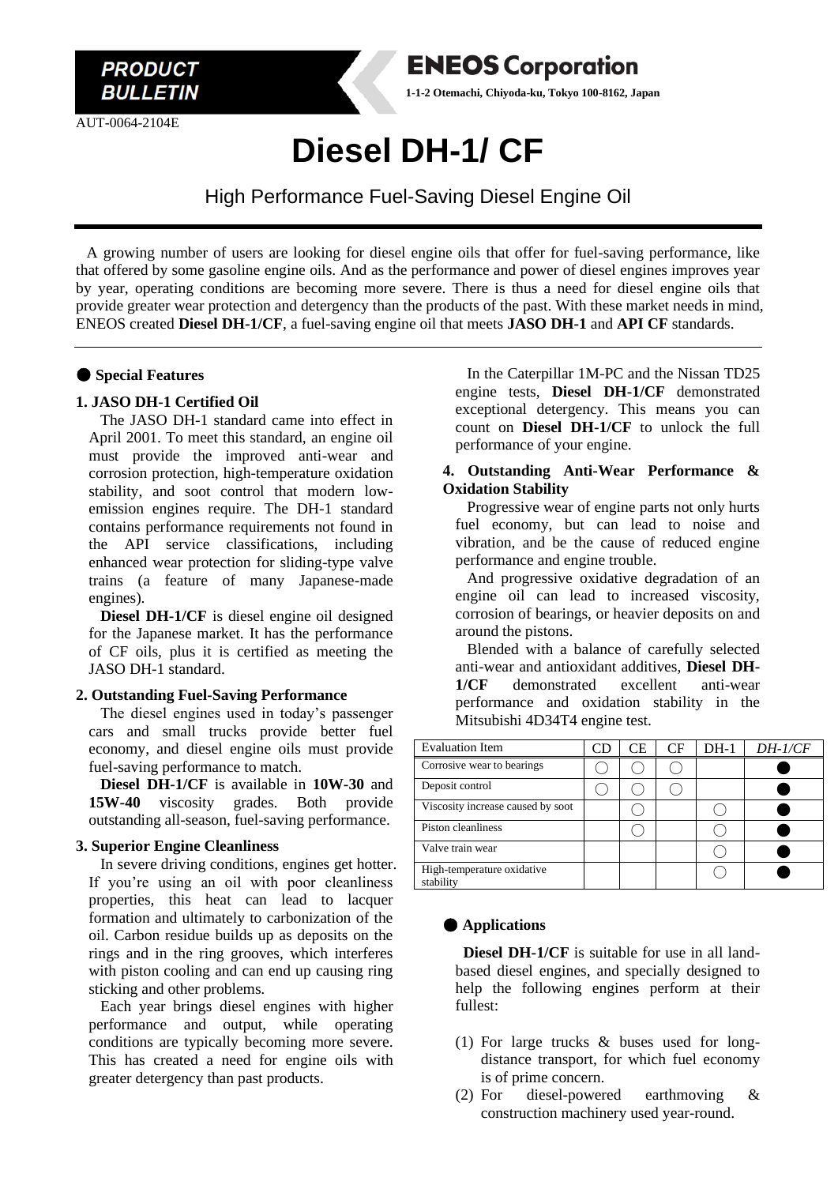PRODUCT BULLETIN

AUT-0064-2104E

**ENEOS Corporation**

**1-1-2 Otemachi, Chiyoda-ku, Tokyo 100-8162, Japan**

# Diesel DH-1/ CF

## High Performance Fuel-Saving Diesel Engine Oil

A growing number of users are looking for diesel engine oils that offer for fuel-saving performance, like that offered by some gasoline engine oils. And as the performance and power of diesel engines improves year by year, operating conditions are becoming more severe. There is thus a need for diesel engine oils that provide greater wear protection and detergency than the products of the past. With these market needs in mind, ENEOS created **Diesel DH-1/CF**, a fuel-saving engine oil that meets **JASO DH-1** and **API CF** standards.

### ● Special Features

**1. JASO DH-1 Certified Oil**

The JASO DH-1 standard came into effect in April 2001. To meet this standard, an engine oil must provide the improved anti-wear and corrosion protection, high-temperature oxidation stability, and soot control that modern low-emission engines require. The DH-1 standard contains performance requirements not found in the API service classifications, including enhanced wear protection for sliding-type valve trains (a feature of many Japanese-made engines).

**Diesel DH-1/CF** is diesel engine oil designed for the Japanese market. It has the performance of CF oils, plus it is certified as meeting the JASO DH-1 standard.

**2. Outstanding Fuel-Saving Performance**

The diesel engines used in today's passenger cars and small trucks provide better fuel economy, and diesel engine oils must provide fuel-saving performance to match.

**Diesel DH-1/CF** is available in **10W-30** and **15W-40** viscosity grades. Both provide outstanding all-season, fuel-saving performance.

**3. Superior Engine Cleanliness**

In severe driving conditions, engines get hotter. If you're using an oil with poor cleanliness properties, this heat can lead to lacquer formation and ultimately to carbonization of the oil. Carbon residue builds up as deposits on the rings and in the ring grooves, which interferes with piston cooling and can end up causing ring sticking and other problems.

Each year brings diesel engines with higher performance and output, while operating conditions are typically becoming more severe. This has created a need for engine oils with greater detergency than past products.

In the Caterpillar 1M-PC and the Nissan TD25 engine tests, **Diesel DH-1/CF** demonstrated exceptional detergency. This means you can count on **Diesel DH-1/CF** to unlock the full performance of your engine.

**4. Outstanding Anti-Wear Performance & Oxidation Stability**

Progressive wear of engine parts not only hurts fuel economy, but can lead to noise and vibration, and be the cause of reduced engine performance and engine trouble.

And progressive oxidative degradation of an engine oil can lead to increased viscosity, corrosion of bearings, or heavier deposits on and around the pistons.

Blended with a balance of carefully selected anti-wear and antioxidant additives, **Diesel DH-1/CF** demonstrated excellent anti-wear performance and oxidation stability in the Mitsubishi 4D34T4 engine test.

| Evaluation Item | CD | CE | CF | DH-1 | *DH-1/CF* |
|---|---|---|---|---|---|
| Corrosive wear to bearings | ○ | ○ | ○ | | ● |
| Deposit control | ○ | ○ | ○ | | ● |
| Viscosity increase caused by soot | | ○ | | ○ | ● |
| Piston cleanliness | | ○ | | ○ | ● |
| Valve train wear | | | | ○ | ● |
| High-temperature oxidative stability | | | | ○ | ● |

### ● Applications

**Diesel DH-1/CF** is suitable for use in all land-based diesel engines, and specially designed to help the following engines perform at their fullest:

(1) For large trucks & buses used for long-distance transport, for which fuel economy is of prime concern.

(2) For diesel-powered earthmoving & construction machinery used year-round.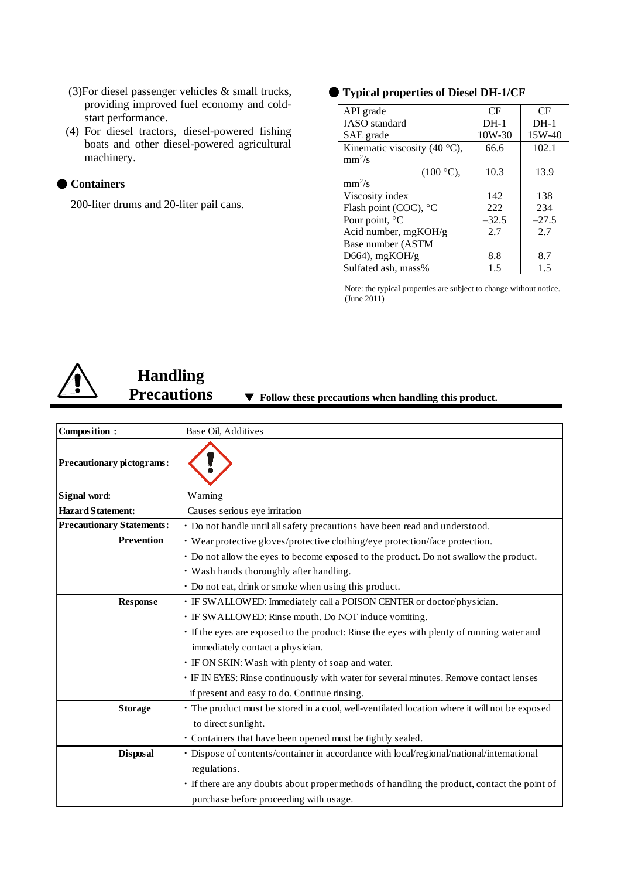(3) For diesel passenger vehicles & small trucks, providing improved fuel economy and cold-start performance.
(4) For diesel tractors, diesel-powered fishing boats and other diesel-powered agricultural machinery.

## Containers

200-liter drums and 20-liter pail cans.

## Typical properties of Diesel DH-1/CF

| | | |
|---|---|---|
| API grade | CF | CF |
| JASO standard | DH-1 | DH-1 |
| SAE grade | 10W-30 | 15W-40 |
| Kinematic viscosity (40 °C), $mm^2/s$ | 66.6 | 102.1 |
| (100 °C), $mm^2/s$ | 10.3 | 13.9 |
| Viscosity index | 142 | 138 |
| Flash point (COC), °C | 222 | 234 |
| Pour point, °C | –32.5 | –27.5 |
| Acid number, mgKOH/g | 2.7 | 2.7 |
| Base number (ASTM D664), mgKOH/g | 8.8 | 8.7 |
| Sulfated ash, mass% | 1.5 | 1.5 |

Note: the typical properties are subject to change without notice. (June 2011)

# Handling Precautions

▼ **Follow these precautions when handling this product.**

| | |
|---|---|
| **Composition :** | Base Oil, Additives |
| **Precautionary pictograms:** | |
| **Signal word:** | Warning |
| **Hazard Statement:** | Causes serious eye irritation |
| **Precautionary Statements: Prevention** | ・Do not handle until all safety precautions have been read and understood.<br>・Wear protective gloves/protective clothing/eye protection/face protection.<br>・Do not allow the eyes to become exposed to the product. Do not swallow the product.<br>・Wash hands thoroughly after handling.<br>・Do not eat, drink or smoke when using this product. |
| **Response** | ・IF SWALLOWED: Immediately call a POISON CENTER or doctor/physician.<br>・IF SWALLOWED: Rinse mouth. Do NOT induce vomiting.<br>・If the eyes are exposed to the product: Rinse the eyes with plenty of running water and immediately contact a physician.<br>・IF ON SKIN: Wash with plenty of soap and water.<br>・IF IN EYES: Rinse continuously with water for several minutes. Remove contact lenses if present and easy to do. Continue rinsing. |
| **Storage** | ・The product must be stored in a cool, well-ventilated location where it will not be exposed to direct sunlight.<br>・Containers that have been opened must be tightly sealed. |
| **Disposal** | ・Dispose of contents/container in accordance with local/regional/national/international regulations.<br>・If there are any doubts about proper methods of handling the product, contact the point of purchase before proceeding with usage. |